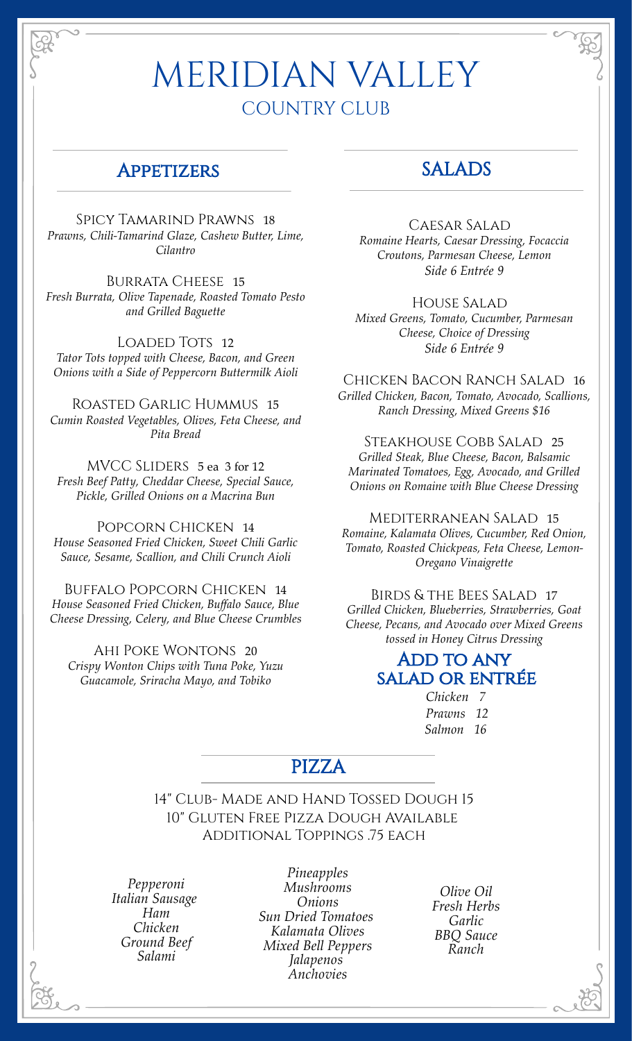# MERIDIAN VALLEY

## COUNTRY CLUB

## Appetizers

Spicy Tamarind Prawns 18
*Prawns, Chili-Tamarind Glaze, Cashew Butter, Lime, Cilantro*

Burrata Cheese 15
*Fresh Burrata, Olive Tapenade, Roasted Tomato Pesto and Grilled Baguette*

Loaded Tots 12
*Tator Tots topped with Cheese, Bacon, and Green Onions with a Side of Peppercorn Buttermilk Aioli*

Roasted Garlic Hummus 15
*Cumin Roasted Vegetables, Olives, Feta Cheese, and Pita Bread*

MVCC Sliders 5 ea 3 for 12
*Fresh Beef Patty, Cheddar Cheese, Special Sauce, Pickle, Grilled Onions on a Macrina Bun*

Popcorn Chicken 14
*House Seasoned Fried Chicken, Sweet Chili Garlic Sauce, Sesame, Scallion, and Chili Crunch Aioli*

Buffalo Popcorn Chicken 14
*House Seasoned Fried Chicken, Buffalo Sauce, Blue Cheese Dressing, Celery, and Blue Cheese Crumbles*

Ahi Poke Wontons 20
*Crispy Wonton Chips with Tuna Poke, Yuzu Guacamole, Sriracha Mayo, and Tobiko*

## Salads

Caesar Salad
*Romaine Hearts, Caesar Dressing, Focaccia Croutons, Parmesan Cheese, Lemon*
*Side 6 Entrée 9*

House Salad
*Mixed Greens, Tomato, Cucumber, Parmesan Cheese, Choice of Dressing*
*Side 6 Entrée 9*

Chicken Bacon Ranch Salad 16
*Grilled Chicken, Bacon, Tomato, Avocado, Scallions, Ranch Dressing, Mixed Greens $16*

Steakhouse Cobb Salad 25
*Grilled Steak, Blue Cheese, Bacon, Balsamic Marinated Tomatoes, Egg, Avocado, and Grilled Onions on Romaine with Blue Cheese Dressing*

Mediterranean Salad 15
*Romaine, Kalamata Olives, Cucumber, Red Onion, Tomato, Roasted Chickpeas, Feta Cheese, Lemon-Oregano Vinaigrette*

Birds & the Bees Salad 17
*Grilled Chicken, Blueberries, Strawberries, Goat Cheese, Pecans, and Avocado over Mixed Greens tossed in Honey Citrus Dressing*

### Add to any Salad or Entrée

*Chicken 7*
*Prawns 12*
*Salmon 16*

## Pizza

14" Club- Made and Hand Tossed Dough 15
10" Gluten Free Pizza Dough Available
Additional Toppings .75 each

*Pepperoni*
*Italian Sausage*
*Ham*
*Chicken*
*Ground Beef*
*Salami*

*Pineapples*
*Mushrooms*
*Onions*
*Sun Dried Tomatoes*
*Kalamata Olives*
*Mixed Bell Peppers*
*Jalapenos*
*Anchovies*

*Olive Oil*
*Fresh Herbs*
*Garlic*
*BBQ Sauce*
*Ranch*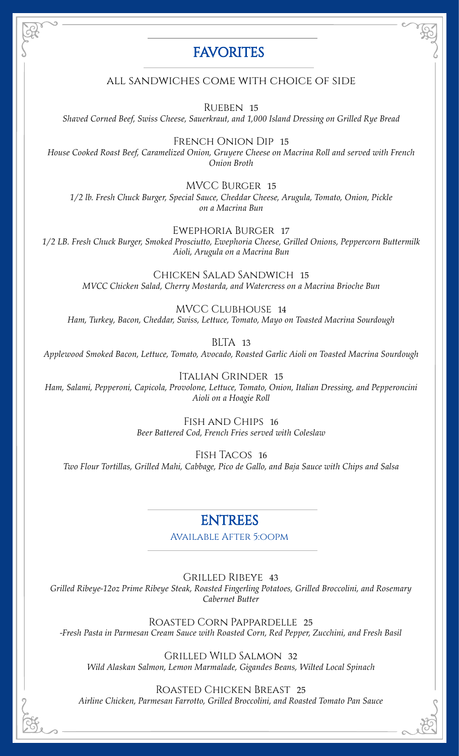# FAVORITES

## ALL SANDWICHES COME WITH CHOICE OF SIDE

### Rueben 15
*Shaved Corned Beef, Swiss Cheese, Sauerkraut, and 1,000 Island Dressing on Grilled Rye Bread*

### French Onion Dip 15
*House Cooked Roast Beef, Caramelized Onion, Gruyere Cheese on Macrina Roll and served with French Onion Broth*

### MVCC Burger 15
*1/2 lb. Fresh Chuck Burger, Special Sauce, Cheddar Cheese, Arugula, Tomato, Onion, Pickle on a Macrina Bun*

### Ewephoria Burger 17
*1/2 LB. Fresh Chuck Burger, Smoked Prosciutto, Ewephoria Cheese, Grilled Onions, Peppercorn Buttermilk Aioli, Arugula on a Macrina Bun*

### Chicken Salad Sandwich 15
*MVCC Chicken Salad, Cherry Mostarda, and Watercress on a Macrina Brioche Bun*

### MVCC Clubhouse 14
*Ham, Turkey, Bacon, Cheddar, Swiss, Lettuce, Tomato, Mayo on Toasted Macrina Sourdough*

### BLTA 13
*Applewood Smoked Bacon, Lettuce, Tomato, Avocado, Roasted Garlic Aioli on Toasted Macrina Sourdough*

### Italian Grinder 15
*Ham, Salami, Pepperoni, Capicola, Provolone, Lettuce, Tomato, Onion, Italian Dressing, and Pepperoncini Aioli on a Hoagie Roll*

### Fish and Chips 16
*Beer Battered Cod, French Fries served with Coleslaw*

### Fish Tacos 16
*Two Flour Tortillas, Grilled Mahi, Cabbage, Pico de Gallo, and Baja Sauce with Chips and Salsa*

# ENTREES

## Available After 5:00pm

### Grilled Ribeye 43
*Grilled Ribeye-12oz Prime Ribeye Steak, Roasted Fingerling Potatoes, Grilled Broccolini, and Rosemary Cabernet Butter*

### Roasted Corn Pappardelle 25
*-Fresh Pasta in Parmesan Cream Sauce with Roasted Corn, Red Pepper, Zucchini, and Fresh Basil*

### Grilled Wild Salmon 32
*Wild Alaskan Salmon, Lemon Marmalade, Gigandes Beans, Wilted Local Spinach*

### Roasted Chicken Breast 25
*Airline Chicken, Parmesan Farrotto, Grilled Broccolini, and Roasted Tomato Pan Sauce*